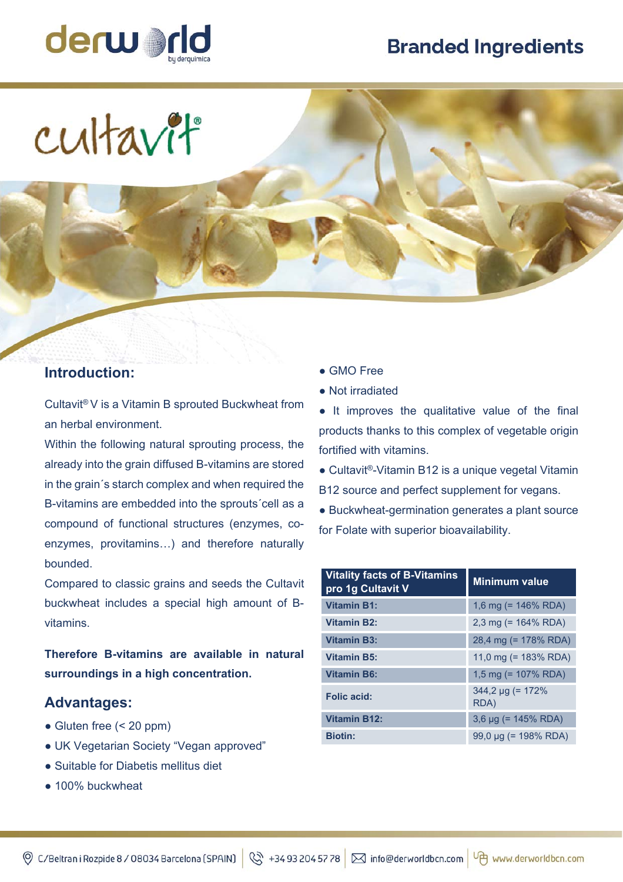derworld by derquimica

# Branded Ingredients

# cultavit®

## Introduction:

Cultavit® V is a Vitamin B sprouted Buckwheat from an herbal environment.

Within the following natural sprouting process, the already into the grain diffused B-vitamins are stored in the grain´s starch complex and when required the B-vitamins are embedded into the sprouts´cell as a compound of functional structures (enzymes, co-enzymes, provitamins…) and therefore naturally bounded.

Compared to classic grains and seeds the Cultavit buckwheat includes a special high amount of B-vitamins.

**Therefore B-vitamins are available in natural surroundings in a high concentration.**

## Advantages:

- Gluten free (< 20 ppm)
- UK Vegetarian Society "Vegan approved"
- Suitable for Diabetis mellitus diet
- 100% buckwheat
- GMO Free
- Not irradiated
- It improves the qualitative value of the final products thanks to this complex of vegetable origin fortified with vitamins.
- Cultavit®-Vitamin B12 is a unique vegetal Vitamin B12 source and perfect supplement for vegans.
- Buckwheat-germination generates a plant source for Folate with superior bioavailability.

| Vitality facts of B-Vitamins pro 1g Cultavit V | Minimum value |
|---|---|
| **Vitamin B1:** | 1,6 mg (= 146% RDA) |
| **Vitamin B2:** | 2,3 mg (= 164% RDA) |
| **Vitamin B3:** | 28,4 mg (= 178% RDA) |
| **Vitamin B5:** | 11,0 mg (= 183% RDA) |
| **Vitamin B6:** | 1,5 mg (= 107% RDA) |
| **Folic acid:** | 344,2 µg (= 172% RDA) |
| **Vitamin B12:** | 3,6 µg (= 145% RDA) |
| **Biotin:** | 99,0 µg (= 198% RDA) |

C/Beltran i Rozpide 8 / 08034 Barcelona (SPAIN) | +34 93 204 57 78 | info@derworldbcn.com | www.derworldbcn.com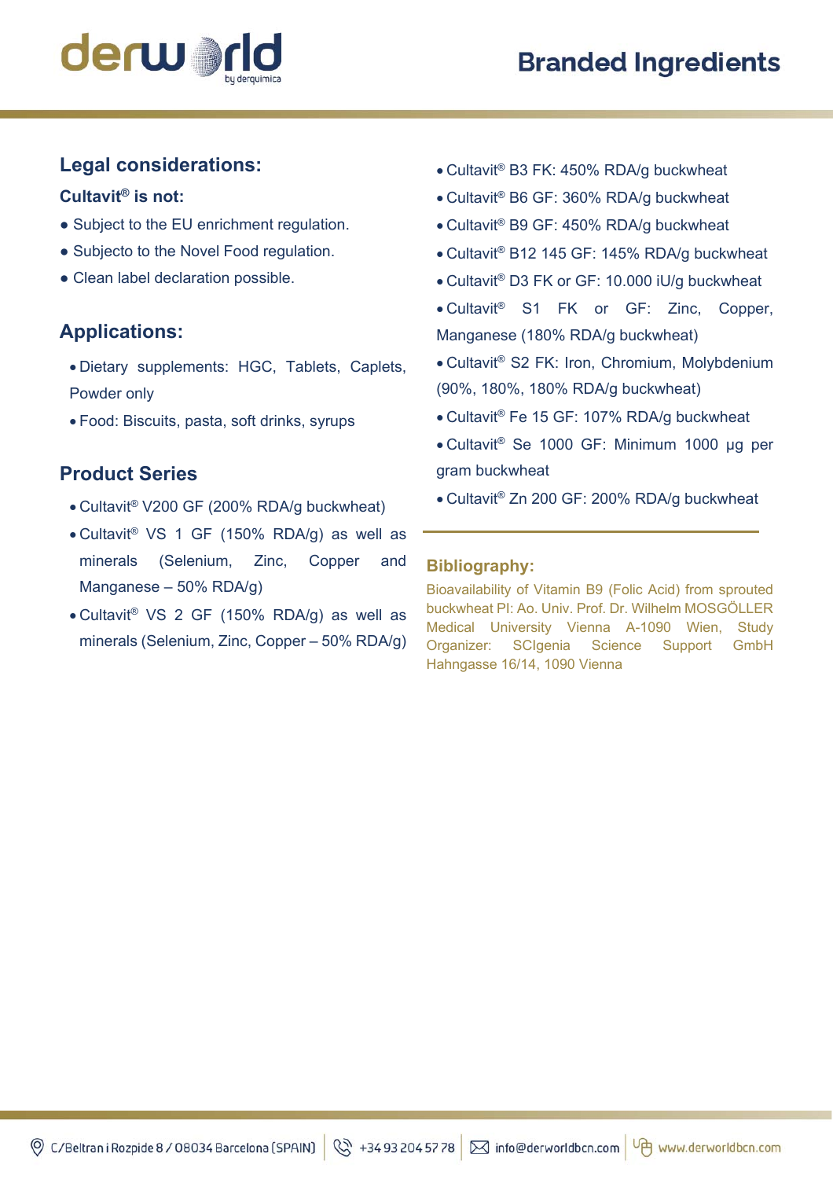## Legal considerations:

### Cultavit® is not:

- Subject to the EU enrichment regulation.
- Subjecto to the Novel Food regulation.
- Clean label declaration possible.

## Applications:

- Dietary supplements: HGC, Tablets, Caplets, Powder only
- Food: Biscuits, pasta, soft drinks, syrups

## Product Series

- Cultavit® V200 GF (200% RDA/g buckwheat)
- Cultavit® VS 1 GF (150% RDA/g) as well as minerals (Selenium, Zinc, Copper and Manganese – 50% RDA/g)
- Cultavit® VS 2 GF (150% RDA/g) as well as minerals (Selenium, Zinc, Copper – 50% RDA/g)
- Cultavit® B3 FK: 450% RDA/g buckwheat
- Cultavit® B6 GF: 360% RDA/g buckwheat
- Cultavit® B9 GF: 450% RDA/g buckwheat
- Cultavit® B12 145 GF: 145% RDA/g buckwheat
- Cultavit® D3 FK or GF: 10.000 iU/g buckwheat
- Cultavit® S1 FK or GF: Zinc, Copper, Manganese (180% RDA/g buckwheat)
- Cultavit® S2 FK: Iron, Chromium, Molybdenium (90%, 180%, 180% RDA/g buckwheat)
- Cultavit® Fe 15 GF: 107% RDA/g buckwheat
- Cultavit® Se 1000 GF: Minimum 1000 µg per gram buckwheat
- Cultavit® Zn 200 GF: 200% RDA/g buckwheat

## Bibliography:

Bioavailability of Vitamin B9 (Folic Acid) from sprouted buckwheat PI: Ao. Univ. Prof. Dr. Wilhelm MOSGÖLLER Medical University Vienna A-1090 Wien, Study Organizer: SCIgenia Science Support GmbH Hahngasse 16/14, 1090 Vienna